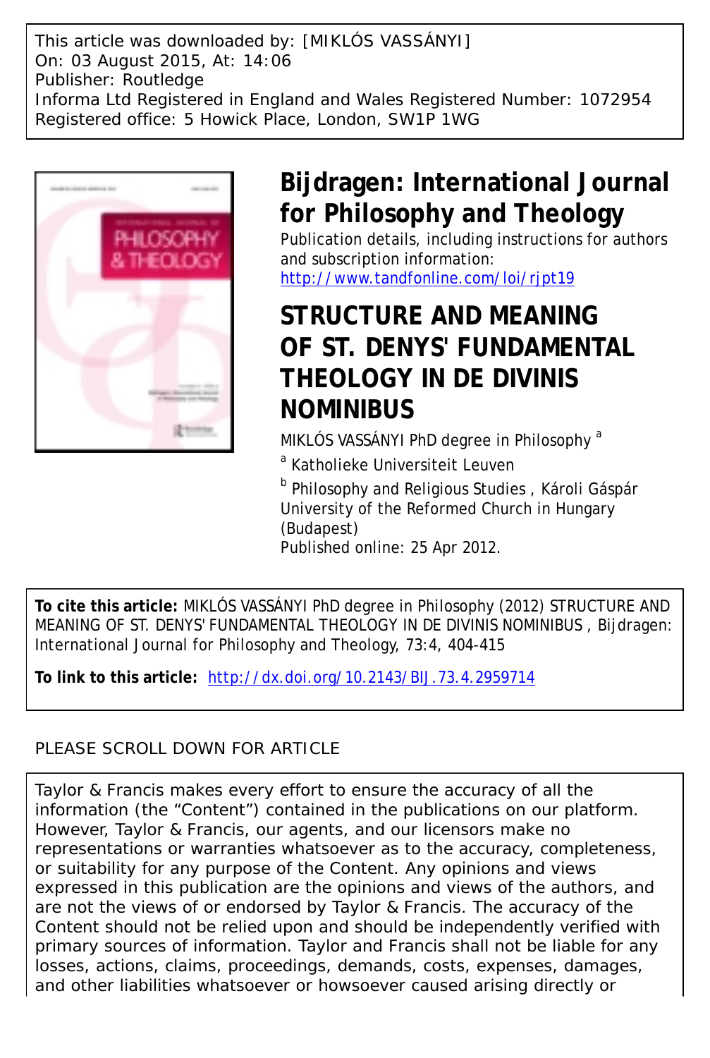This article was downloaded by: [MIKLÓS VASSÁNYI]
On: 03 August 2015, At: 14:06
Publisher: Routledge
Informa Ltd Registered in England and Wales Registered Number: 1072954
Registered office: 5 Howick Place, London, SW1P 1WG

# Bijdragen: International Journal for Philosophy and Theology

Publication details, including instructions for authors and subscription information:
http://www.tandfonline.com/loi/rjpt19

## STRUCTURE AND MEANING OF ST. DENYS' FUNDAMENTAL THEOLOGY IN DE DIVINIS NOMINIBUS

MIKLÓS VASSÁNYI PhD degree in Philosophy [a]

[a] Katholieke Universiteit Leuven

[b] Philosophy and Religious Studies , Károli Gáspár University of the Reformed Church in Hungary (Budapest)

Published online: 25 Apr 2012.

**To cite this article:** MIKLÓS VASSÁNYI PhD degree in Philosophy (2012) STRUCTURE AND MEANING OF ST. DENYS' FUNDAMENTAL THEOLOGY IN DE DIVINIS NOMINIBUS , Bijdragen: International Journal for Philosophy and Theology, 73:4, 404-415

**To link to this article:** http://dx.doi.org/10.2143/BIJ.73.4.2959714

PLEASE SCROLL DOWN FOR ARTICLE

Taylor & Francis makes every effort to ensure the accuracy of all the information (the "Content") contained in the publications on our platform. However, Taylor & Francis, our agents, and our licensors make no representations or warranties whatsoever as to the accuracy, completeness, or suitability for any purpose of the Content. Any opinions and views expressed in this publication are the opinions and views of the authors, and are not the views of or endorsed by Taylor & Francis. The accuracy of the Content should not be relied upon and should be independently verified with primary sources of information. Taylor and Francis shall not be liable for any losses, actions, claims, proceedings, demands, costs, expenses, damages, and other liabilities whatsoever or howsoever caused arising directly or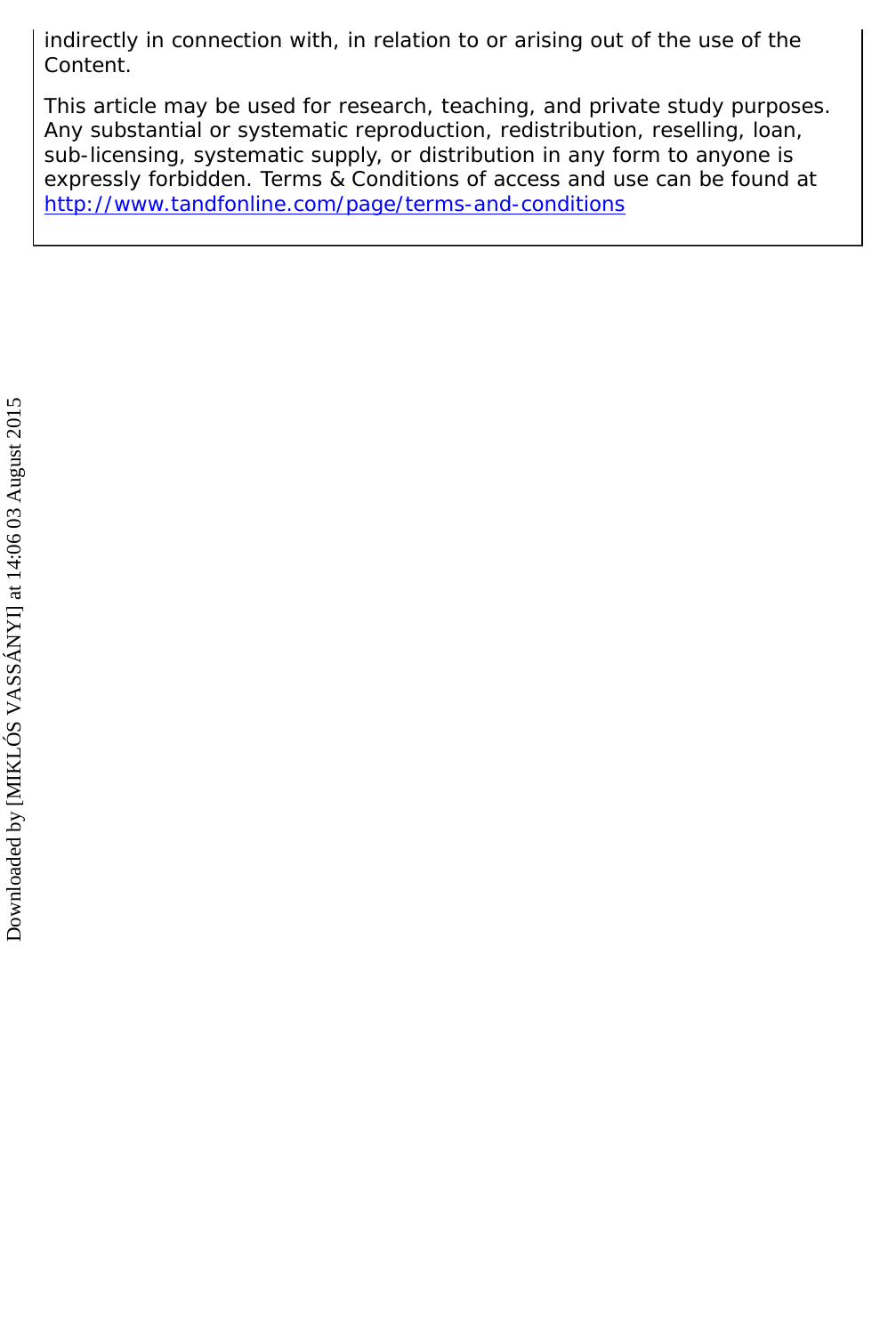indirectly in connection with, in relation to or arising out of the use of the Content.

This article may be used for research, teaching, and private study purposes. Any substantial or systematic reproduction, redistribution, reselling, loan, sub-licensing, systematic supply, or distribution in any form to anyone is expressly forbidden. Terms & Conditions of access and use can be found at http://www.tandfonline.com/page/terms-and-conditions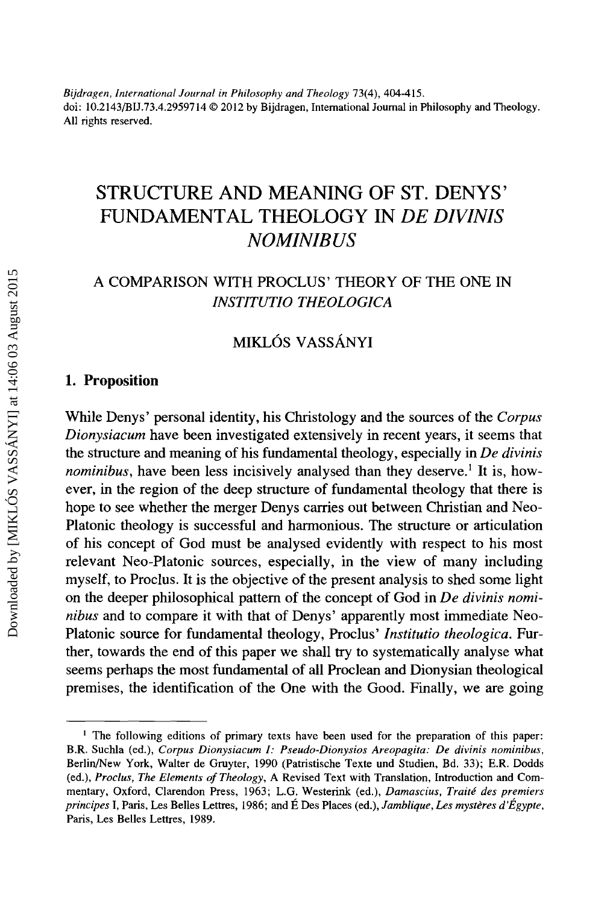Bijdragen, International Journal in Philosophy and Theology 73(4), 404-415.
doi: 10.2143/BIJ.73.4.2959714 © 2012 by Bijdragen, International Journal in Philosophy and Theology. All rights reserved.

# STRUCTURE AND MEANING OF ST. DENYS' FUNDAMENTAL THEOLOGY IN *DE DIVINIS NOMINIBUS*

## A COMPARISON WITH PROCLUS' THEORY OF THE ONE IN *INSTITUTIO THEOLOGICA*

MIKLÓS VASSÁNYI

## 1. Proposition

While Denys' personal identity, his Christology and the sources of the *Corpus Dionysiacum* have been investigated extensively in recent years, it seems that the structure and meaning of his fundamental theology, especially in *De divinis nominibus*, have been less incisively analysed than they deserve.[1] It is, however, in the region of the deep structure of fundamental theology that there is hope to see whether the merger Denys carries out between Christian and Neo-Platonic theology is successful and harmonious. The structure or articulation of his concept of God must be analysed evidently with respect to his most relevant Neo-Platonic sources, especially, in the view of many including myself, to Proclus. It is the objective of the present analysis to shed some light on the deeper philosophical pattern of the concept of God in *De divinis nominibus* and to compare it with that of Denys' apparently most immediate Neo-Platonic source for fundamental theology, Proclus' *Institutio theologica*. Further, towards the end of this paper we shall try to systematically analyse what seems perhaps the most fundamental of all Proclean and Dionysian theological premises, the identification of the One with the Good. Finally, we are going

[1] The following editions of primary texts have been used for the preparation of this paper: B.R. Suchla (ed.), *Corpus Dionysiacum I: Pseudo-Dionysios Areopagita: De divinis nominibus*, Berlin/New York, Walter de Gruyter, 1990 (Patristische Texte und Studien, Bd. 33); E.R. Dodds (ed.), *Proclus, The Elements of Theology*, A Revised Text with Translation, Introduction and Commentary, Oxford, Clarendon Press, 1963; L.G. Westerink (ed.), *Damascius, Traité des premiers principes* I, Paris, Les Belles Lettres, 1986; and É Des Places (ed.), *Jamblique, Les mystères d'Égypte*, Paris, Les Belles Lettres, 1989.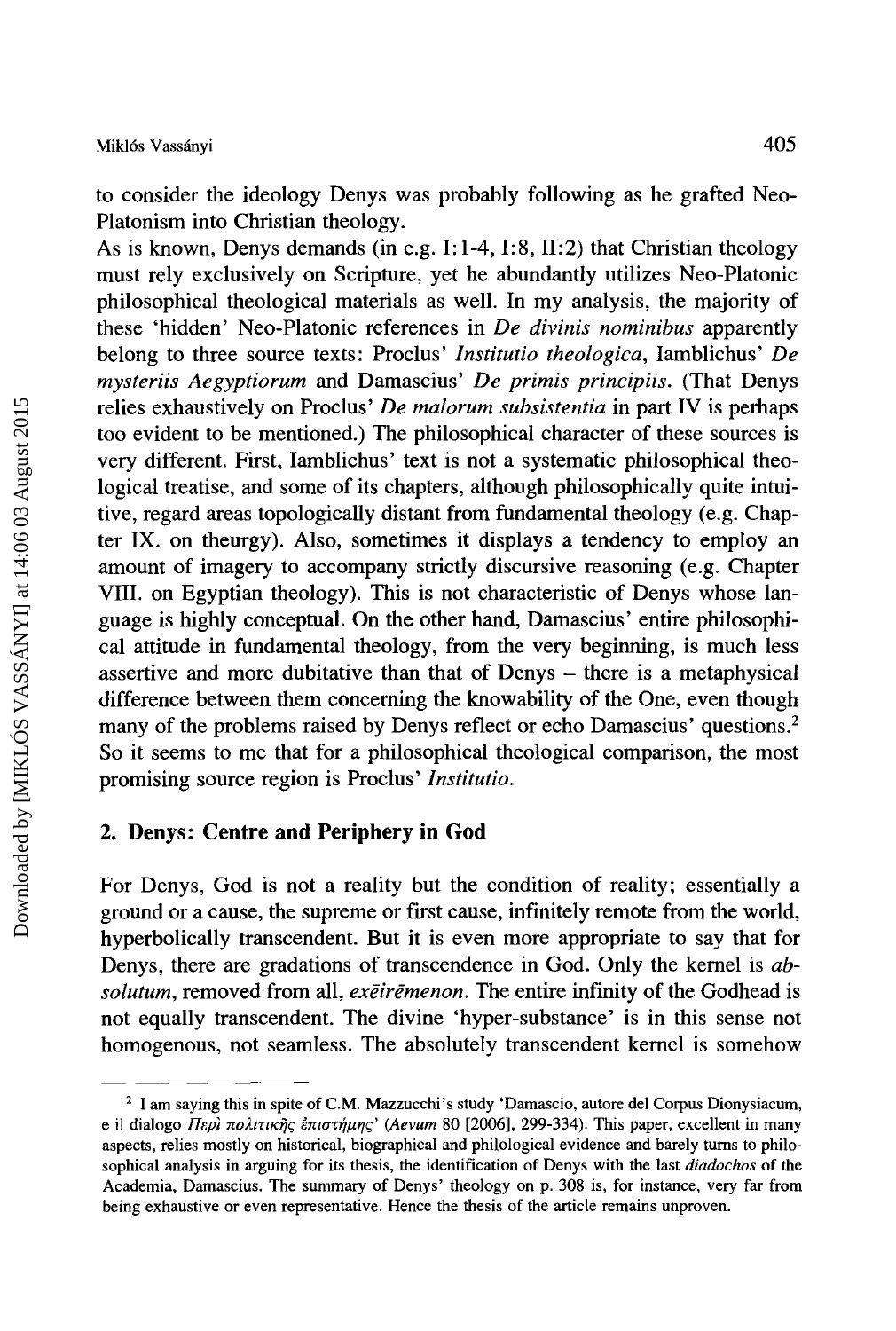to consider the ideology Denys was probably following as he grafted Neo-Platonism into Christian theology.

As is known, Denys demands (in e.g. I:1-4, I:8, II:2) that Christian theology must rely exclusively on Scripture, yet he abundantly utilizes Neo-Platonic philosophical theological materials as well. In my analysis, the majority of these 'hidden' Neo-Platonic references in *De divinis nominibus* apparently belong to three source texts: Proclus' *Institutio theologica*, Iamblichus' *De mysteriis Aegyptiorum* and Damascius' *De primis principiis*. (That Denys relies exhaustively on Proclus' *De malorum subsistentia* in part IV is perhaps too evident to be mentioned.) The philosophical character of these sources is very different. First, Iamblichus' text is not a systematic philosophical theological treatise, and some of its chapters, although philosophically quite intuitive, regard areas topologically distant from fundamental theology (e.g. Chapter IX. on theurgy). Also, sometimes it displays a tendency to employ an amount of imagery to accompany strictly discursive reasoning (e.g. Chapter VIII. on Egyptian theology). This is not characteristic of Denys whose language is highly conceptual. On the other hand, Damascius' entire philosophical attitude in fundamental theology, from the very beginning, is much less assertive and more dubitative than that of Denys – there is a metaphysical difference between them concerning the knowability of the One, even though many of the problems raised by Denys reflect or echo Damascius' questions.[2] So it seems to me that for a philosophical theological comparison, the most promising source region is Proclus' *Institutio*.

## 2. Denys: Centre and Periphery in God

For Denys, God is not a reality but the condition of reality; essentially a ground or a cause, the supreme or first cause, infinitely remote from the world, hyperbolically transcendent. But it is even more appropriate to say that for Denys, there are gradations of transcendence in God. Only the kernel is *absolutum*, removed from all, *exēirēmenon*. The entire infinity of the Godhead is not equally transcendent. The divine 'hyper-substance' is in this sense not homogenous, not seamless. The absolutely transcendent kernel is somehow

---

[2] I am saying this in spite of C.M. Mazzucchi's study 'Damascio, autore del Corpus Dionysiacum, e il dialogo *Περὶ πολιτικῆς ἐπιστήμης*' (*Aevum* 80 [2006], 299-334). This paper, excellent in many aspects, relies mostly on historical, biographical and philological evidence and barely turns to philosophical analysis in arguing for its thesis, the identification of Denys with the last *diadochos* of the Academia, Damascius. The summary of Denys' theology on p. 308 is, for instance, very far from being exhaustive or even representative. Hence the thesis of the article remains unproven.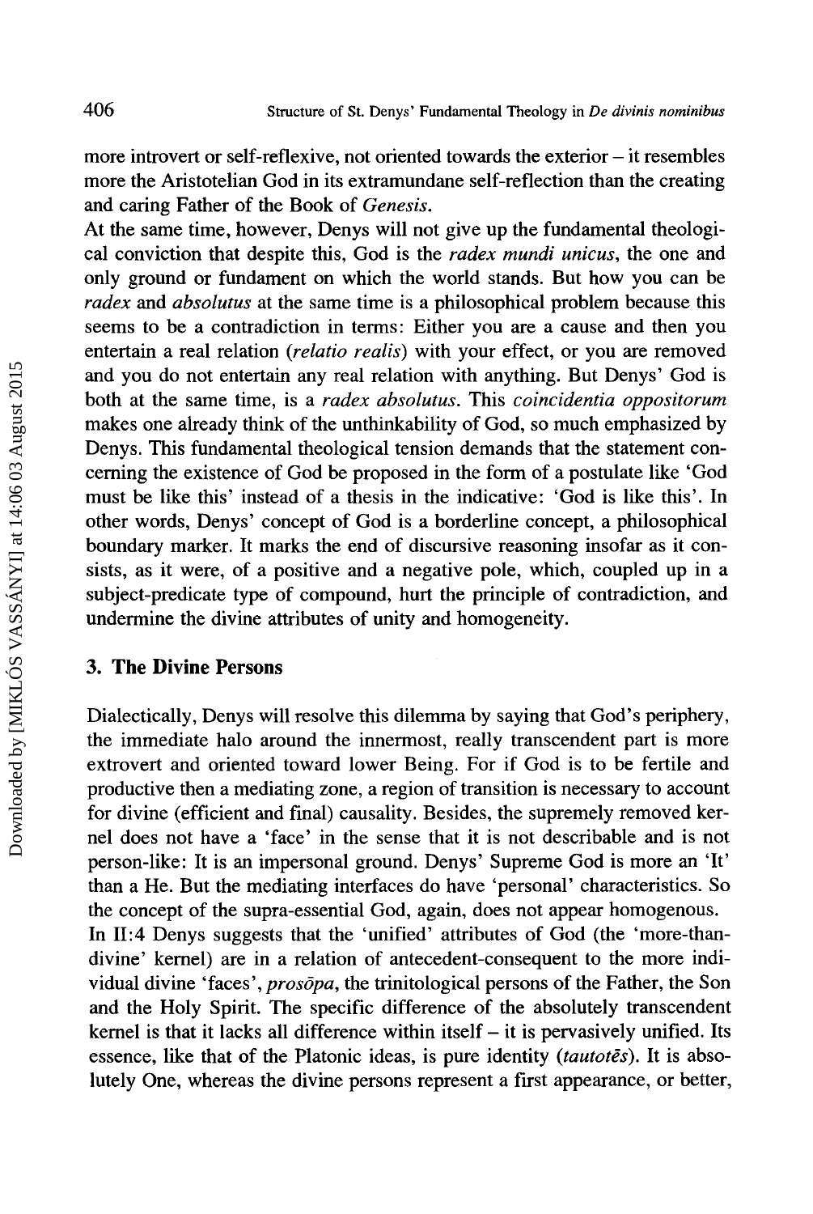more introvert or self-reflexive, not oriented towards the exterior – it resembles more the Aristotelian God in its extramundane self-reflection than the creating and caring Father of the Book of *Genesis*.

At the same time, however, Denys will not give up the fundamental theological conviction that despite this, God is the *radex mundi unicus*, the one and only ground or fundament on which the world stands. But how you can be *radex* and *absolutus* at the same time is a philosophical problem because this seems to be a contradiction in terms: Either you are a cause and then you entertain a real relation (*relatio realis*) with your effect, or you are removed and you do not entertain any real relation with anything. But Denys' God is both at the same time, is a *radex absolutus*. This *coincidentia oppositorum* makes one already think of the unthinkability of God, so much emphasized by Denys. This fundamental theological tension demands that the statement concerning the existence of God be proposed in the form of a postulate like 'God must be like this' instead of a thesis in the indicative: 'God is like this'. In other words, Denys' concept of God is a borderline concept, a philosophical boundary marker. It marks the end of discursive reasoning insofar as it consists, as it were, of a positive and a negative pole, which, coupled up in a subject-predicate type of compound, hurt the principle of contradiction, and undermine the divine attributes of unity and homogeneity.

### 3. The Divine Persons

Dialectically, Denys will resolve this dilemma by saying that God's periphery, the immediate halo around the innermost, really transcendent part is more extrovert and oriented toward lower Being. For if God is to be fertile and productive then a mediating zone, a region of transition is necessary to account for divine (efficient and final) causality. Besides, the supremely removed kernel does not have a 'face' in the sense that it is not describable and is not person-like: It is an impersonal ground. Denys' Supreme God is more an 'It' than a He. But the mediating interfaces do have 'personal' characteristics. So the concept of the supra-essential God, again, does not appear homogenous.

In II:4 Denys suggests that the 'unified' attributes of God (the 'more-than-divine' kernel) are in a relation of antecedent-consequent to the more individual divine 'faces', *prosōpa*, the trinitological persons of the Father, the Son and the Holy Spirit. The specific difference of the absolutely transcendent kernel is that it lacks all difference within itself – it is pervasively unified. Its essence, like that of the Platonic ideas, is pure identity (*tautotēs*). It is absolutely One, whereas the divine persons represent a first appearance, or better,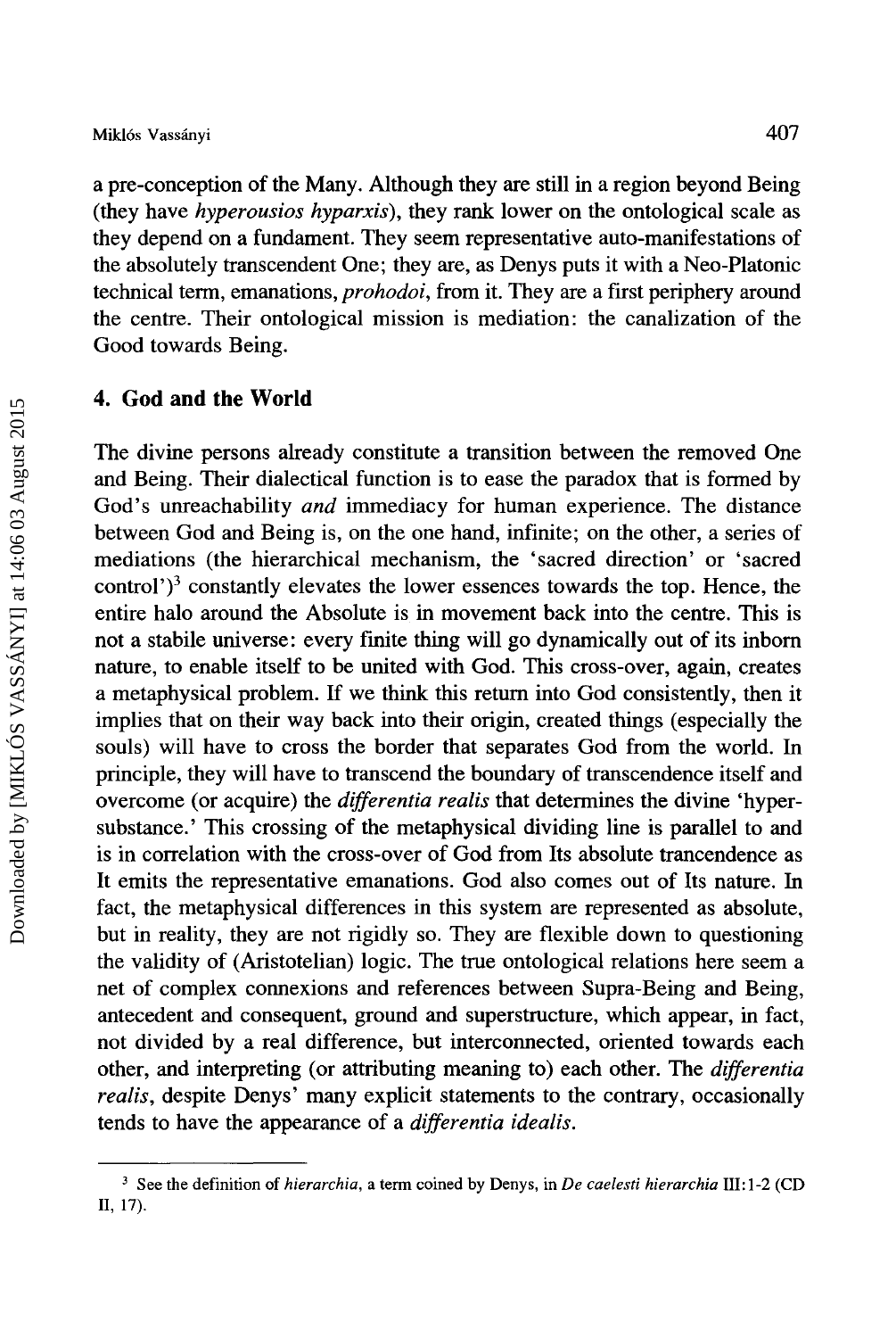a pre-conception of the Many. Although they are still in a region beyond Being (they have *hyperousios hyparxis*), they rank lower on the ontological scale as they depend on a fundament. They seem representative auto-manifestations of the absolutely transcendent One; they are, as Denys puts it with a Neo-Platonic technical term, emanations, *prohodoi*, from it. They are a first periphery around the centre. Their ontological mission is mediation: the canalization of the Good towards Being.

## 4. God and the World

The divine persons already constitute a transition between the removed One and Being. Their dialectical function is to ease the paradox that is formed by God's unreachability *and* immediacy for human experience. The distance between God and Being is, on the one hand, infinite; on the other, a series of mediations (the hierarchical mechanism, the 'sacred direction' or 'sacred control')[3] constantly elevates the lower essences towards the top. Hence, the entire halo around the Absolute is in movement back into the centre. This is not a stabile universe: every finite thing will go dynamically out of its inborn nature, to enable itself to be united with God. This cross-over, again, creates a metaphysical problem. If we think this return into God consistently, then it implies that on their way back into their origin, created things (especially the souls) will have to cross the border that separates God from the world. In principle, they will have to transcend the boundary of transcendence itself and overcome (or acquire) the *differentia realis* that determines the divine 'hyper-substance.' This crossing of the metaphysical dividing line is parallel to and is in correlation with the cross-over of God from Its absolute trancendence as It emits the representative emanations. God also comes out of Its nature. In fact, the metaphysical differences in this system are represented as absolute, but in reality, they are not rigidly so. They are flexible down to questioning the validity of (Aristotelian) logic. The true ontological relations here seem a net of complex connexions and references between Supra-Being and Being, antecedent and consequent, ground and superstructure, which appear, in fact, not divided by a real difference, but interconnected, oriented towards each other, and interpreting (or attributing meaning to) each other. The *differentia realis*, despite Denys' many explicit statements to the contrary, occasionally tends to have the appearance of a *differentia idealis*.

---

[3] See the definition of *hierarchia*, a term coined by Denys, in *De caelesti hierarchia* III:1-2 (CD II, 17).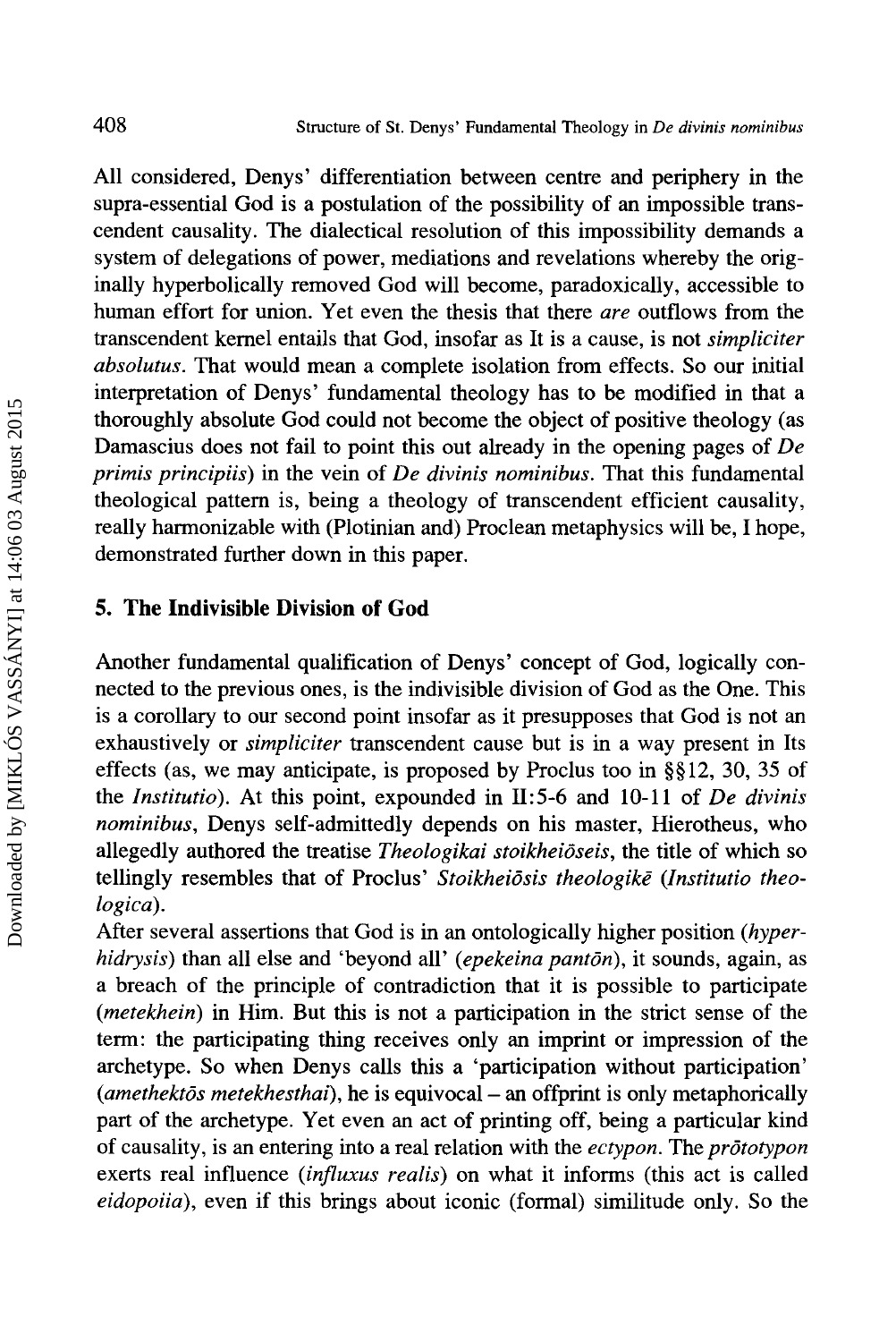All considered, Denys' differentiation between centre and periphery in the supra-essential God is a postulation of the possibility of an impossible transcendent causality. The dialectical resolution of this impossibility demands a system of delegations of power, mediations and revelations whereby the originally hyperbolically removed God will become, paradoxically, accessible to human effort for union. Yet even the thesis that there *are* outflows from the transcendent kernel entails that God, insofar as It is a cause, is not *simpliciter absolutus*. That would mean a complete isolation from effects. So our initial interpretation of Denys' fundamental theology has to be modified in that a thoroughly absolute God could not become the object of positive theology (as Damascius does not fail to point this out already in the opening pages of *De primis principiis*) in the vein of *De divinis nominibus*. That this fundamental theological pattern is, being a theology of transcendent efficient causality, really harmonizable with (Plotinian and) Proclean metaphysics will be, I hope, demonstrated further down in this paper.

## 5. The Indivisible Division of God

Another fundamental qualification of Denys' concept of God, logically connected to the previous ones, is the indivisible division of God as the One. This is a corollary to our second point insofar as it presupposes that God is not an exhaustively or *simpliciter* transcendent cause but is in a way present in Its effects (as, we may anticipate, is proposed by Proclus too in §§12, 30, 35 of the *Institutio*). At this point, expounded in II:5-6 and 10-11 of *De divinis nominibus*, Denys self-admittedly depends on his master, Hierotheus, who allegedly authored the treatise *Theologikai stoikheiōseis*, the title of which so tellingly resembles that of Proclus' *Stoikheiōsis theologikē* (*Institutio theologica*).

After several assertions that God is in an ontologically higher position (*hyperhidrysis*) than all else and 'beyond all' (*epekeina pantōn*), it sounds, again, as a breach of the principle of contradiction that it is possible to participate (*metekhein*) in Him. But this is not a participation in the strict sense of the term: the participating thing receives only an imprint or impression of the archetype. So when Denys calls this a 'participation without participation' (*amethektōs metekhesthai*), he is equivocal – an offprint is only metaphorically part of the archetype. Yet even an act of printing off, being a particular kind of causality, is an entering into a real relation with the *ectypon*. The *prōtotypon* exerts real influence (*influxus realis*) on what it informs (this act is called *eidopoiia*), even if this brings about iconic (formal) similitude only. So the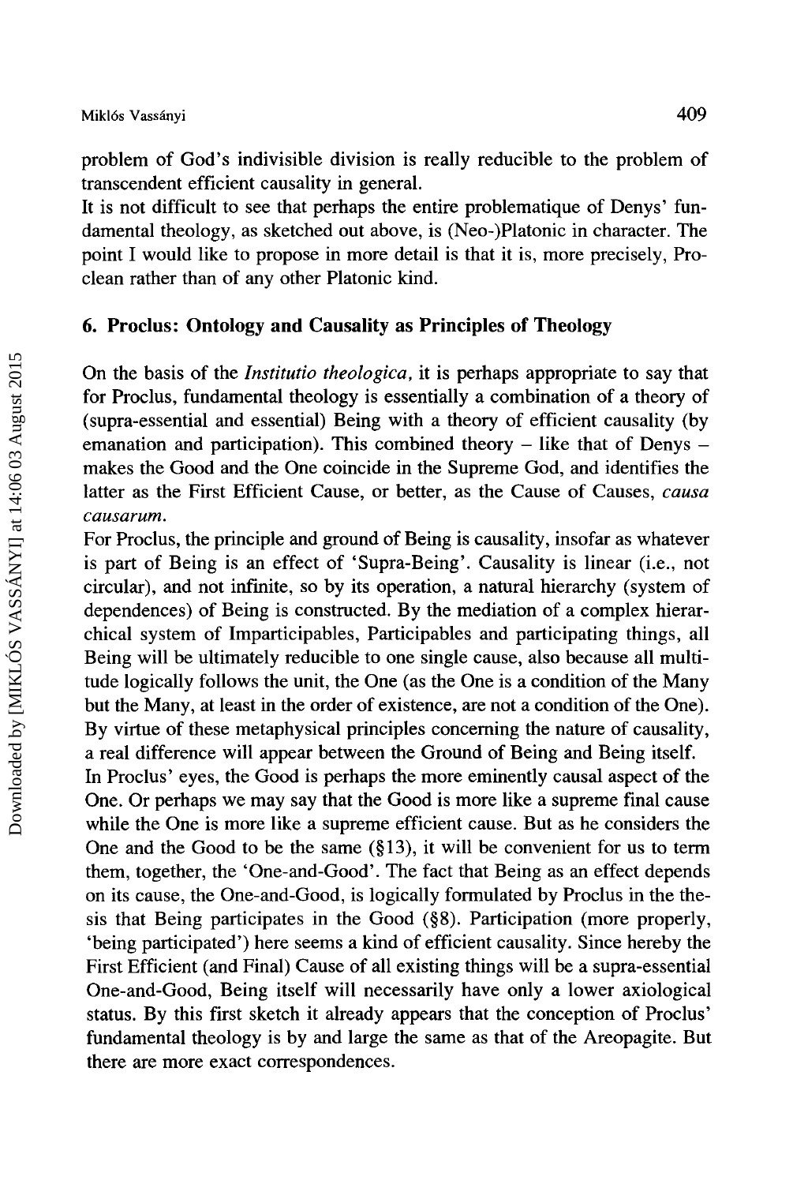problem of God's indivisible division is really reducible to the problem of transcendent efficient causality in general.

It is not difficult to see that perhaps the entire problematique of Denys' fundamental theology, as sketched out above, is (Neo-)Platonic in character. The point I would like to propose in more detail is that it is, more precisely, Proclean rather than of any other Platonic kind.

## 6. Proclus: Ontology and Causality as Principles of Theology

On the basis of the *Institutio theologica*, it is perhaps appropriate to say that for Proclus, fundamental theology is essentially a combination of a theory of (supra-essential and essential) Being with a theory of efficient causality (by emanation and participation). This combined theory – like that of Denys – makes the Good and the One coincide in the Supreme God, and identifies the latter as the First Efficient Cause, or better, as the Cause of Causes, *causa causarum*.

For Proclus, the principle and ground of Being is causality, insofar as whatever is part of Being is an effect of 'Supra-Being'. Causality is linear (i.e., not circular), and not infinite, so by its operation, a natural hierarchy (system of dependences) of Being is constructed. By the mediation of a complex hierarchical system of Imparticipables, Participables and participating things, all Being will be ultimately reducible to one single cause, also because all multitude logically follows the unit, the One (as the One is a condition of the Many but the Many, at least in the order of existence, are not a condition of the One). By virtue of these metaphysical principles concerning the nature of causality, a real difference will appear between the Ground of Being and Being itself.

In Proclus' eyes, the Good is perhaps the more eminently causal aspect of the One. Or perhaps we may say that the Good is more like a supreme final cause while the One is more like a supreme efficient cause. But as he considers the One and the Good to be the same (§13), it will be convenient for us to term them, together, the 'One-and-Good'. The fact that Being as an effect depends on its cause, the One-and-Good, is logically formulated by Proclus in the thesis that Being participates in the Good (§8). Participation (more properly, 'being participated') here seems a kind of efficient causality. Since hereby the First Efficient (and Final) Cause of all existing things will be a supra-essential One-and-Good, Being itself will necessarily have only a lower axiological status. By this first sketch it already appears that the conception of Proclus' fundamental theology is by and large the same as that of the Areopagite. But there are more exact correspondences.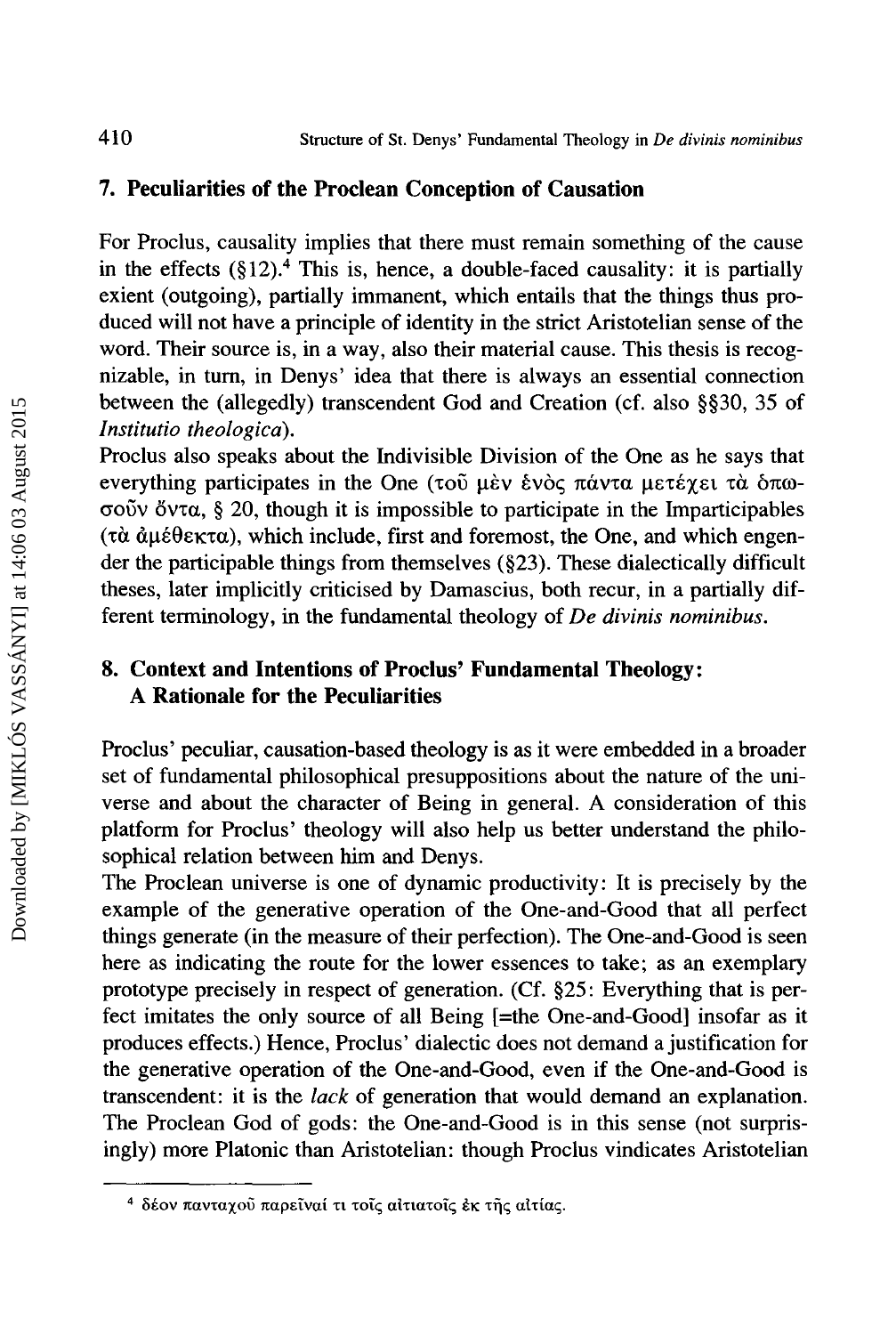## 7. Peculiarities of the Proclean Conception of Causation

For Proclus, causality implies that there must remain something of the cause in the effects (§12).[4] This is, hence, a double-faced causality: it is partially exient (outgoing), partially immanent, which entails that the things thus produced will not have a principle of identity in the strict Aristotelian sense of the word. Their source is, in a way, also their material cause. This thesis is recognizable, in turn, in Denys' idea that there is always an essential connection between the (allegedly) transcendent God and Creation (cf. also §§30, 35 of *Institutio theologica*).

Proclus also speaks about the Indivisible Division of the One as he says that everything participates in the One (τοῦ μὲν ἑνὸς πάντα μετέχει τὰ ὁπωσοῦν ὄντα, § 20, though it is impossible to participate in the Imparticipables (τὰ ἀμέθεκτα), which include, first and foremost, the One, and which engender the participable things from themselves (§23). These dialectically difficult theses, later implicitly criticised by Damascius, both recur, in a partially different terminology, in the fundamental theology of *De divinis nominibus*.

## 8. Context and Intentions of Proclus' Fundamental Theology: A Rationale for the Peculiarities

Proclus' peculiar, causation-based theology is as it were embedded in a broader set of fundamental philosophical presuppositions about the nature of the universe and about the character of Being in general. A consideration of this platform for Proclus' theology will also help us better understand the philosophical relation between him and Denys.

The Proclean universe is one of dynamic productivity: It is precisely by the example of the generative operation of the One-and-Good that all perfect things generate (in the measure of their perfection). The One-and-Good is seen here as indicating the route for the lower essences to take; as an exemplary prototype precisely in respect of generation. (Cf. §25: Everything that is perfect imitates the only source of all Being [=the One-and-Good] insofar as it produces effects.) Hence, Proclus' dialectic does not demand a justification for the generative operation of the One-and-Good, even if the One-and-Good is transcendent: it is the *lack* of generation that would demand an explanation. The Proclean God of gods: the One-and-Good is in this sense (not surprisingly) more Platonic than Aristotelian: though Proclus vindicates Aristotelian

[4] δέον πανταχοῦ παρεῖναί τι τοῖς αἰτιατοῖς ἐκ τῆς αἰτίας.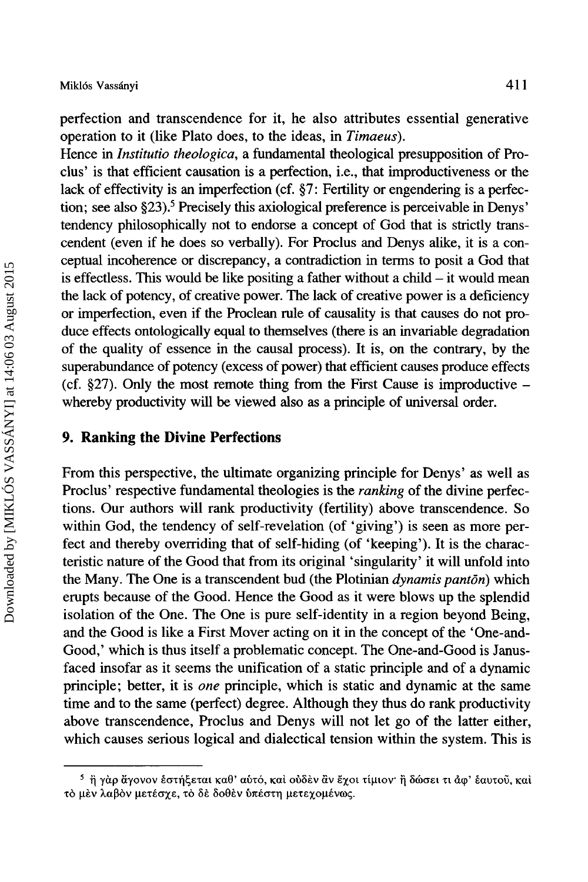perfection and transcendence for it, he also attributes essential generative operation to it (like Plato does, to the ideas, in *Timaeus*).

Hence in *Institutio theologica*, a fundamental theological presupposition of Proclus' is that efficient causation is a perfection, i.e., that improductiveness or the lack of effectivity is an imperfection (cf. §7: Fertility or engendering is a perfection; see also §23).[5] Precisely this axiological preference is perceivable in Denys' tendency philosophically not to endorse a concept of God that is strictly transcendent (even if he does so verbally). For Proclus and Denys alike, it is a conceptual incoherence or discrepancy, a contradiction in terms to posit a God that is effectless. This would be like positing a father without a child – it would mean the lack of potency, of creative power. The lack of creative power is a deficiency or imperfection, even if the Proclean rule of causality is that causes do not produce effects ontologically equal to themselves (there is an invariable degradation of the quality of essence in the causal process). It is, on the contrary, by the superabundance of potency (excess of power) that efficient causes produce effects (cf. §27). Only the most remote thing from the First Cause is improductive – whereby productivity will be viewed also as a principle of universal order.

## 9. Ranking the Divine Perfections

From this perspective, the ultimate organizing principle for Denys' as well as Proclus' respective fundamental theologies is the *ranking* of the divine perfections. Our authors will rank productivity (fertility) above transcendence. So within God, the tendency of self-revelation (of 'giving') is seen as more perfect and thereby overriding that of self-hiding (of 'keeping'). It is the characteristic nature of the Good that from its original 'singularity' it will unfold into the Many. The One is a transcendent bud (the Plotinian *dynamis pantōn*) which erupts because of the Good. Hence the Good as it were blows up the splendid isolation of the One. The One is pure self-identity in a region beyond Being, and the Good is like a First Mover acting on it in the concept of the 'One-and-Good,' which is thus itself a problematic concept. The One-and-Good is Janus-faced insofar as it seems the unification of a static principle and of a dynamic principle; better, it is *one* principle, which is static and dynamic at the same time and to the same (perfect) degree. Although they thus do rank productivity above transcendence, Proclus and Denys will not let go of the latter either, which causes serious logical and dialectical tension within the system. This is

---

[5] ἢ γὰρ ἄγονον ἑστήξεται καθ' αὑτό, καὶ οὐδὲν ἂν ἔχοι τίμιον· ἢ δώσει τι ἀφ' ἑαυτοῦ, καὶ τὸ μὲν λαβὸν μετέσχε, τὸ δὲ δοθὲν ὑπέστη μετεχομένως.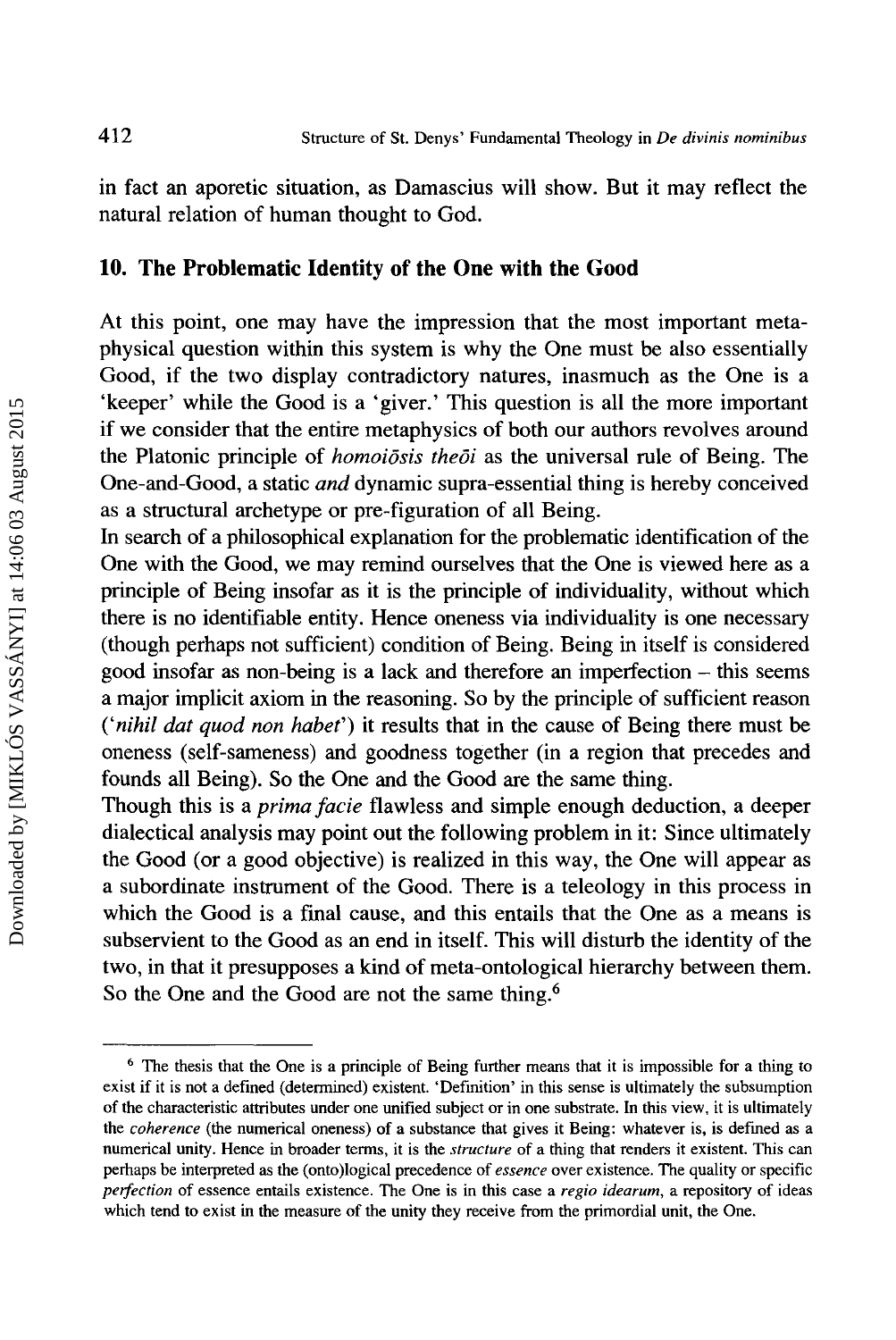in fact an aporetic situation, as Damascius will show. But it may reflect the natural relation of human thought to God.

## 10. The Problematic Identity of the One with the Good

At this point, one may have the impression that the most important metaphysical question within this system is why the One must be also essentially Good, if the two display contradictory natures, inasmuch as the One is a 'keeper' while the Good is a 'giver.' This question is all the more important if we consider that the entire metaphysics of both our authors revolves around the Platonic principle of *homoiōsis theōi* as the universal rule of Being. The One-and-Good, a static *and* dynamic supra-essential thing is hereby conceived as a structural archetype or pre-figuration of all Being.

In search of a philosophical explanation for the problematic identification of the One with the Good, we may remind ourselves that the One is viewed here as a principle of Being insofar as it is the principle of individuality, without which there is no identifiable entity. Hence oneness via individuality is one necessary (though perhaps not sufficient) condition of Being. Being in itself is considered good insofar as non-being is a lack and therefore an imperfection – this seems a major implicit axiom in the reasoning. So by the principle of sufficient reason (*'nihil dat quod non habet'*) it results that in the cause of Being there must be oneness (self-sameness) and goodness together (in a region that precedes and founds all Being). So the One and the Good are the same thing.

Though this is a *prima facie* flawless and simple enough deduction, a deeper dialectical analysis may point out the following problem in it: Since ultimately the Good (or a good objective) is realized in this way, the One will appear as a subordinate instrument of the Good. There is a teleology in this process in which the Good is a final cause, and this entails that the One as a means is subservient to the Good as an end in itself. This will disturb the identity of the two, in that it presupposes a kind of meta-ontological hierarchy between them. So the One and the Good are not the same thing.[6]

---

[6] The thesis that the One is a principle of Being further means that it is impossible for a thing to exist if it is not a defined (determined) existent. 'Definition' in this sense is ultimately the subsumption of the characteristic attributes under one unified subject or in one substrate. In this view, it is ultimately the *coherence* (the numerical oneness) of a substance that gives it Being: whatever is, is defined as a numerical unity. Hence in broader terms, it is the *structure* of a thing that renders it existent. This can perhaps be interpreted as the (onto)logical precedence of *essence* over existence. The quality or specific *perfection* of essence entails existence. The One is in this case a *regio idearum*, a repository of ideas which tend to exist in the measure of the unity they receive from the primordial unit, the One.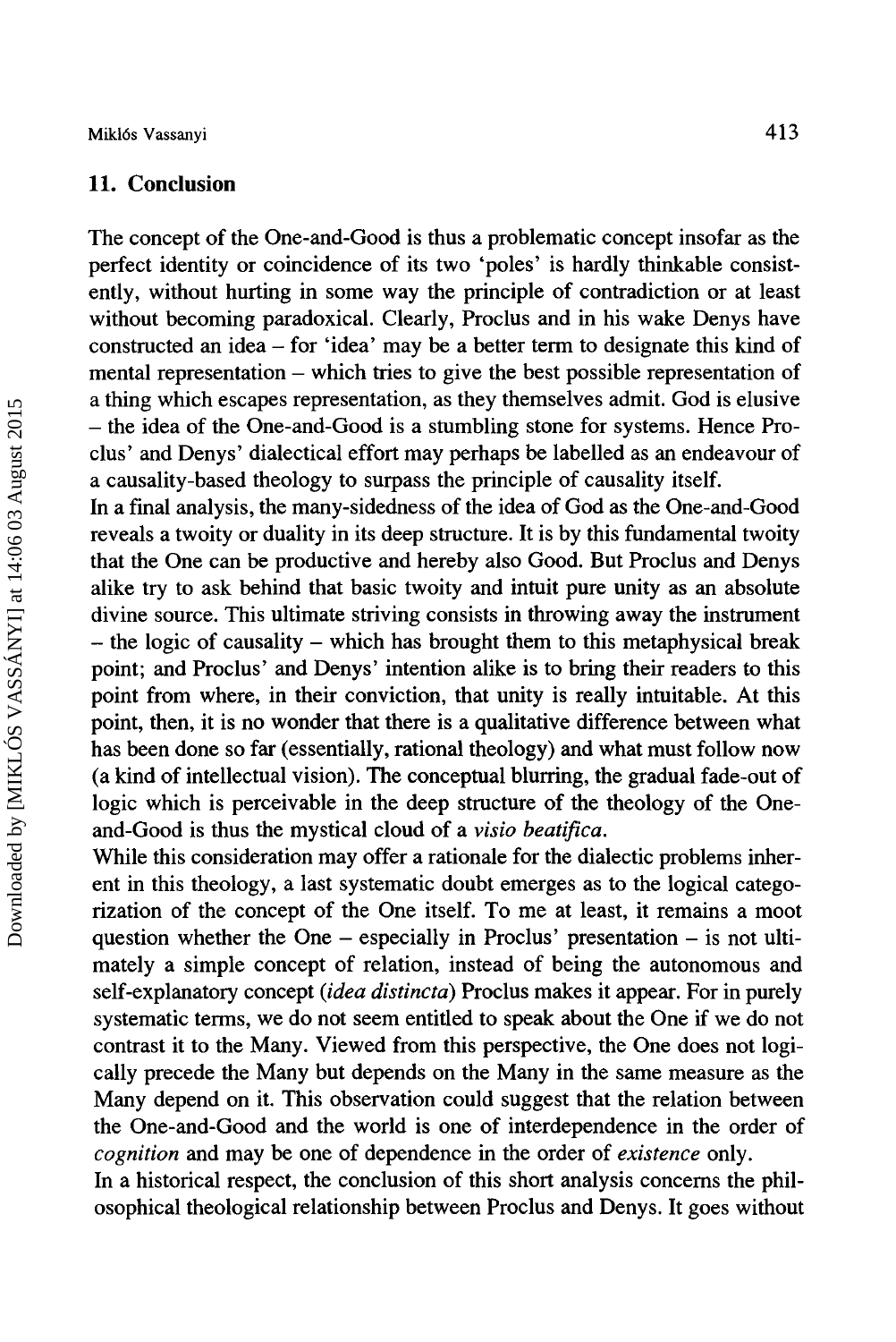## 11. Conclusion

The concept of the One-and-Good is thus a problematic concept insofar as the perfect identity or coincidence of its two 'poles' is hardly thinkable consistently, without hurting in some way the principle of contradiction or at least without becoming paradoxical. Clearly, Proclus and in his wake Denys have constructed an idea – for 'idea' may be a better term to designate this kind of mental representation – which tries to give the best possible representation of a thing which escapes representation, as they themselves admit. God is elusive – the idea of the One-and-Good is a stumbling stone for systems. Hence Proclus' and Denys' dialectical effort may perhaps be labelled as an endeavour of a causality-based theology to surpass the principle of causality itself.

In a final analysis, the many-sidedness of the idea of God as the One-and-Good reveals a twoity or duality in its deep structure. It is by this fundamental twoity that the One can be productive and hereby also Good. But Proclus and Denys alike try to ask behind that basic twoity and intuit pure unity as an absolute divine source. This ultimate striving consists in throwing away the instrument – the logic of causality – which has brought them to this metaphysical break point; and Proclus' and Denys' intention alike is to bring their readers to this point from where, in their conviction, that unity is really intuitable. At this point, then, it is no wonder that there is a qualitative difference between what has been done so far (essentially, rational theology) and what must follow now (a kind of intellectual vision). The conceptual blurring, the gradual fade-out of logic which is perceivable in the deep structure of the theology of the One-and-Good is thus the mystical cloud of a *visio beatifica*.

While this consideration may offer a rationale for the dialectic problems inherent in this theology, a last systematic doubt emerges as to the logical categorization of the concept of the One itself. To me at least, it remains a moot question whether the One – especially in Proclus' presentation – is not ultimately a simple concept of relation, instead of being the autonomous and self-explanatory concept (*idea distincta*) Proclus makes it appear. For in purely systematic terms, we do not seem entitled to speak about the One if we do not contrast it to the Many. Viewed from this perspective, the One does not logically precede the Many but depends on the Many in the same measure as the Many depend on it. This observation could suggest that the relation between the One-and-Good and the world is one of interdependence in the order of *cognition* and may be one of dependence in the order of *existence* only.

In a historical respect, the conclusion of this short analysis concerns the philosophical theological relationship between Proclus and Denys. It goes without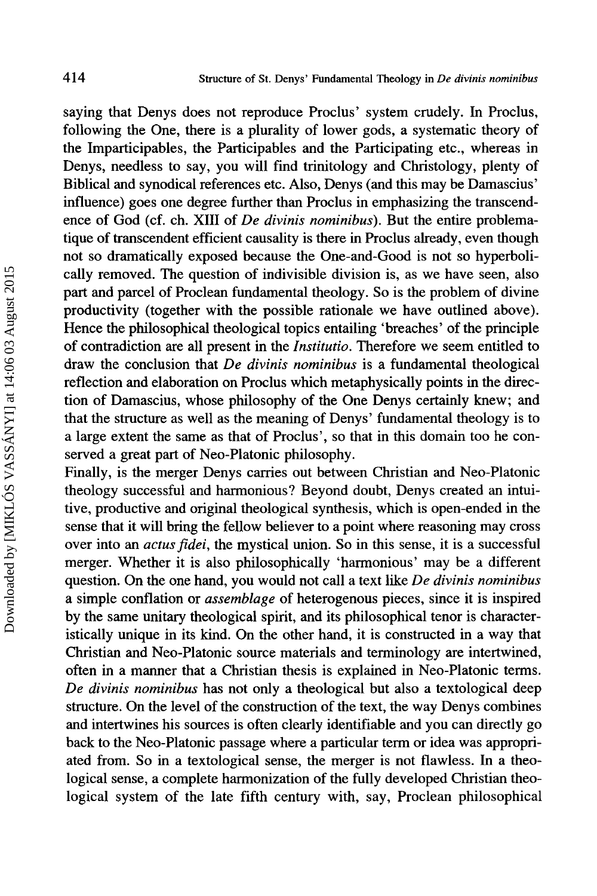saying that Denys does not reproduce Proclus' system crudely. In Proclus, following the One, there is a plurality of lower gods, a systematic theory of the Imparticipables, the Participables and the Participating etc., whereas in Denys, needless to say, you will find trinitology and Christology, plenty of Biblical and synodical references etc. Also, Denys (and this may be Damascius' influence) goes one degree further than Proclus in emphasizing the transcendence of God (cf. ch. XIII of *De divinis nominibus*). But the entire problematique of transcendent efficient causality is there in Proclus already, even though not so dramatically exposed because the One-and-Good is not so hyperbolically removed. The question of indivisible division is, as we have seen, also part and parcel of Proclean fundamental theology. So is the problem of divine productivity (together with the possible rationale we have outlined above). Hence the philosophical theological topics entailing 'breaches' of the principle of contradiction are all present in the *Institutio*. Therefore we seem entitled to draw the conclusion that *De divinis nominibus* is a fundamental theological reflection and elaboration on Proclus which metaphysically points in the direction of Damascius, whose philosophy of the One Denys certainly knew; and that the structure as well as the meaning of Denys' fundamental theology is to a large extent the same as that of Proclus', so that in this domain too he conserved a great part of Neo-Platonic philosophy.

Finally, is the merger Denys carries out between Christian and Neo-Platonic theology successful and harmonious? Beyond doubt, Denys created an intuitive, productive and original theological synthesis, which is open-ended in the sense that it will bring the fellow believer to a point where reasoning may cross over into an *actus fidei*, the mystical union. So in this sense, it is a successful merger. Whether it is also philosophically 'harmonious' may be a different question. On the one hand, you would not call a text like *De divinis nominibus* a simple conflation or *assemblage* of heterogenous pieces, since it is inspired by the same unitary theological spirit, and its philosophical tenor is characteristically unique in its kind. On the other hand, it is constructed in a way that Christian and Neo-Platonic source materials and terminology are intertwined, often in a manner that a Christian thesis is explained in Neo-Platonic terms. *De divinis nominibus* has not only a theological but also a textological deep structure. On the level of the construction of the text, the way Denys combines and intertwines his sources is often clearly identifiable and you can directly go back to the Neo-Platonic passage where a particular term or idea was appropriated from. So in a textological sense, the merger is not flawless. In a theological sense, a complete harmonization of the fully developed Christian theological system of the late fifth century with, say, Proclean philosophical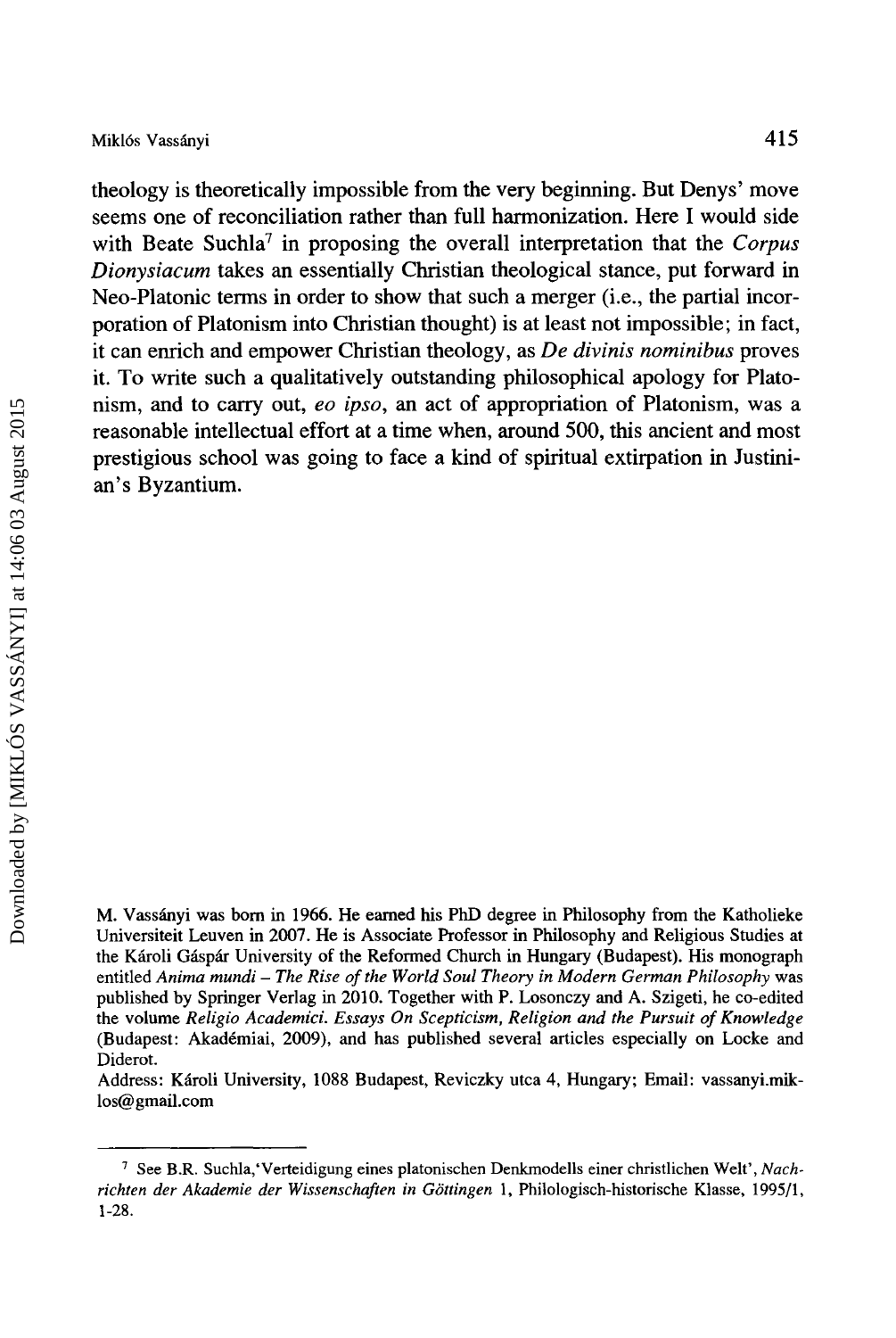theology is theoretically impossible from the very beginning. But Denys' move seems one of reconciliation rather than full harmonization. Here I would side with Beate Suchla[7] in proposing the overall interpretation that the *Corpus Dionysiacum* takes an essentially Christian theological stance, put forward in Neo-Platonic terms in order to show that such a merger (i.e., the partial incorporation of Platonism into Christian thought) is at least not impossible; in fact, it can enrich and empower Christian theology, as *De divinis nominibus* proves it. To write such a qualitatively outstanding philosophical apology for Platonism, and to carry out, *eo ipso*, an act of appropriation of Platonism, was a reasonable intellectual effort at a time when, around 500, this ancient and most prestigious school was going to face a kind of spiritual extirpation in Justinian's Byzantium.

M. Vassányi was born in 1966. He earned his PhD degree in Philosophy from the Katholieke Universiteit Leuven in 2007. He is Associate Professor in Philosophy and Religious Studies at the Károli Gáspár University of the Reformed Church in Hungary (Budapest). His monograph entitled *Anima mundi – The Rise of the World Soul Theory in Modern German Philosophy* was published by Springer Verlag in 2010. Together with P. Losonczy and A. Szigeti, he co-edited the volume *Religio Academici. Essays On Scepticism, Religion and the Pursuit of Knowledge* (Budapest: Akadémiai, 2009), and has published several articles especially on Locke and Diderot.

Address: Károli University, 1088 Budapest, Reviczky utca 4, Hungary; Email: vassanyi.miklos@gmail.com

---

[7] See B.R. Suchla, 'Verteidigung eines platonischen Denkmodells einer christlichen Welt', *Nachrichten der Akademie der Wissenschaften in Göttingen* 1, Philologisch-historische Klasse, 1995/1, 1-28.